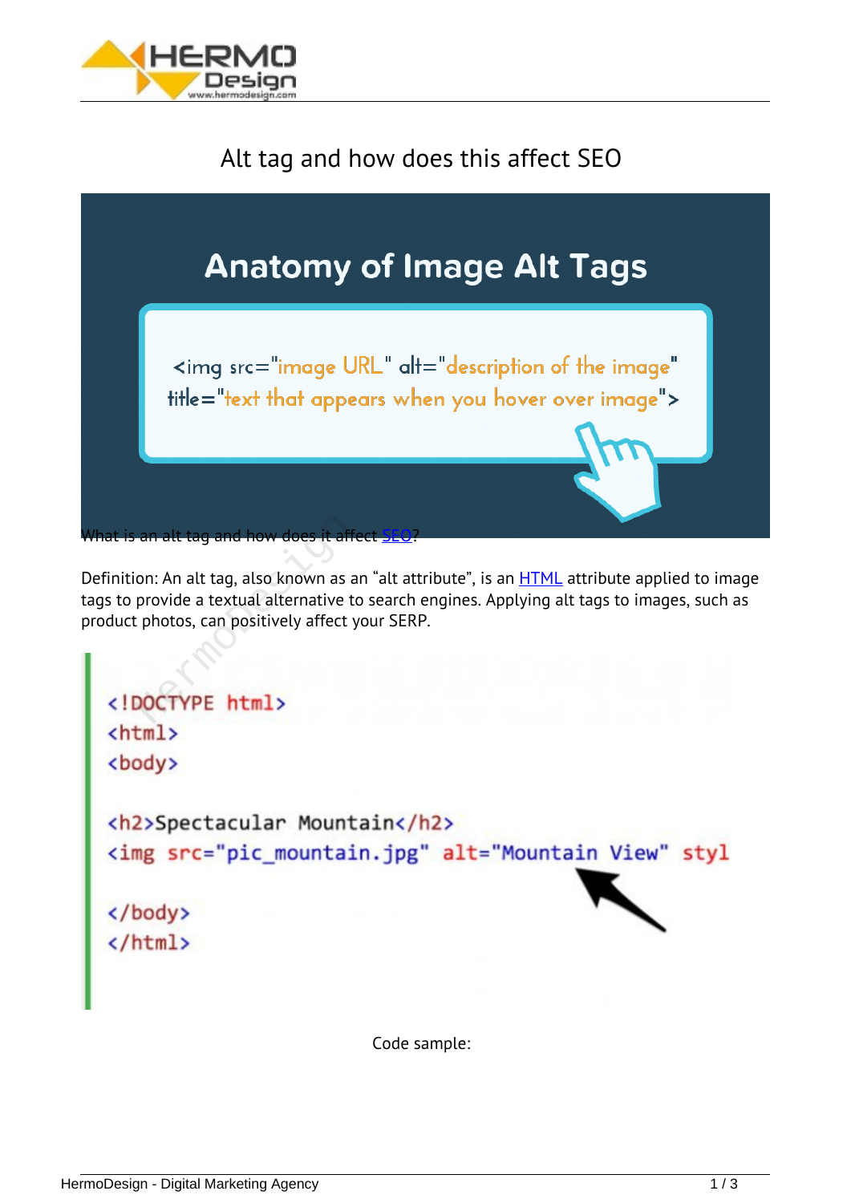# Alt tag and how does this affect SEO

What is an alt tag and how does it affect SEO?

Definition: An alt tag, also known as an "alt attribute", is an HTML attribute applied to image tags to provide a textual alternative to search engines. Applying alt tags to images, such as product photos, can positively affect your SERP.

```
<!DOCTYPE html>
<html>
<body>

<h2>Spectacular Mountain</h2>
<img src="pic_mountain.jpg" alt="Mountain View" styl

</body>
</html>
```

Code sample: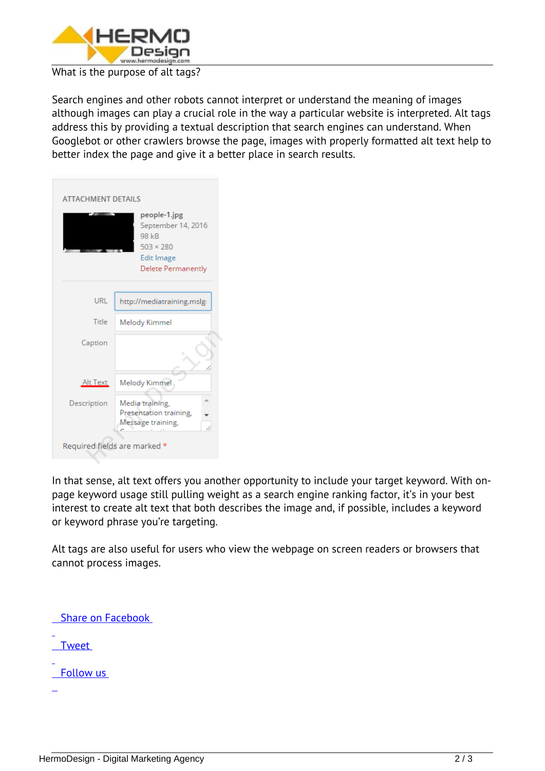What is the purpose of alt tags?

Search engines and other robots cannot interpret or understand the meaning of images although images can play a crucial role in the way a particular website is interpreted. Alt tags address this by providing a textual description that search engines can understand. When Googlebot or other crawlers browse the page, images with properly formatted alt text help to better index the page and give it a better place in search results.

In that sense, alt text offers you another opportunity to include your target keyword. With on-page keyword usage still pulling weight as a search engine ranking factor, it's in your best interest to create alt text that both describes the image and, if possible, includes a keyword or keyword phrase you're targeting.

Alt tags are also useful for users who view the webpage on screen readers or browsers that cannot process images.

Share on Facebook

Tweet

Follow us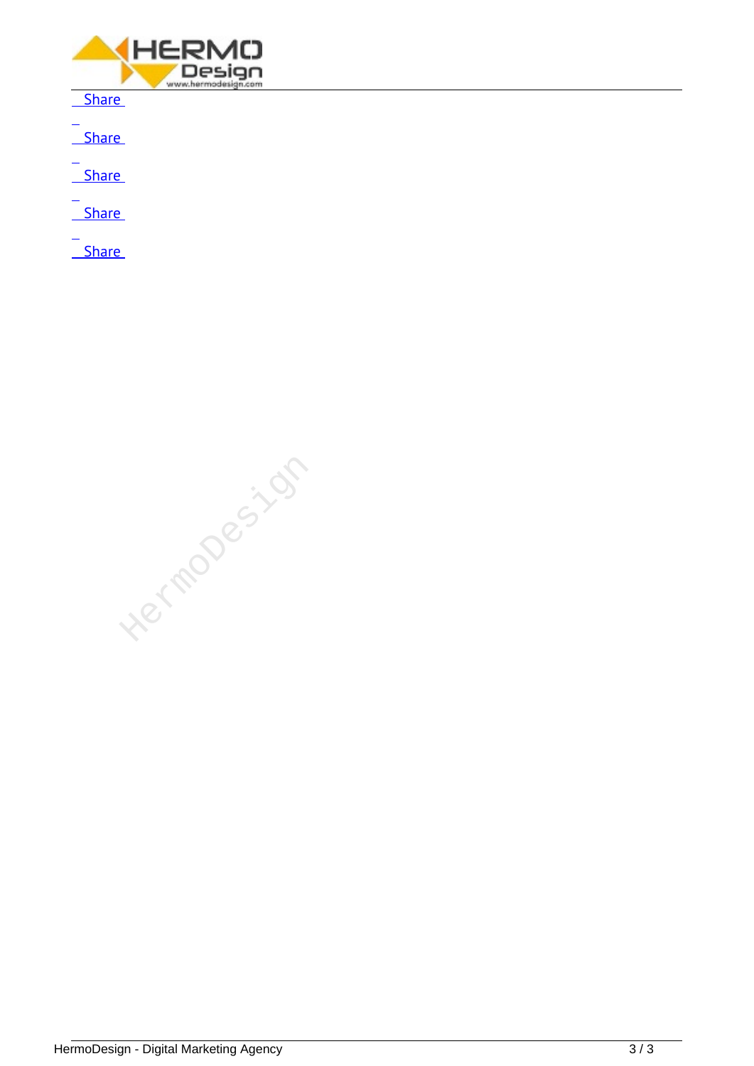Share

Share

Share

Share

Share